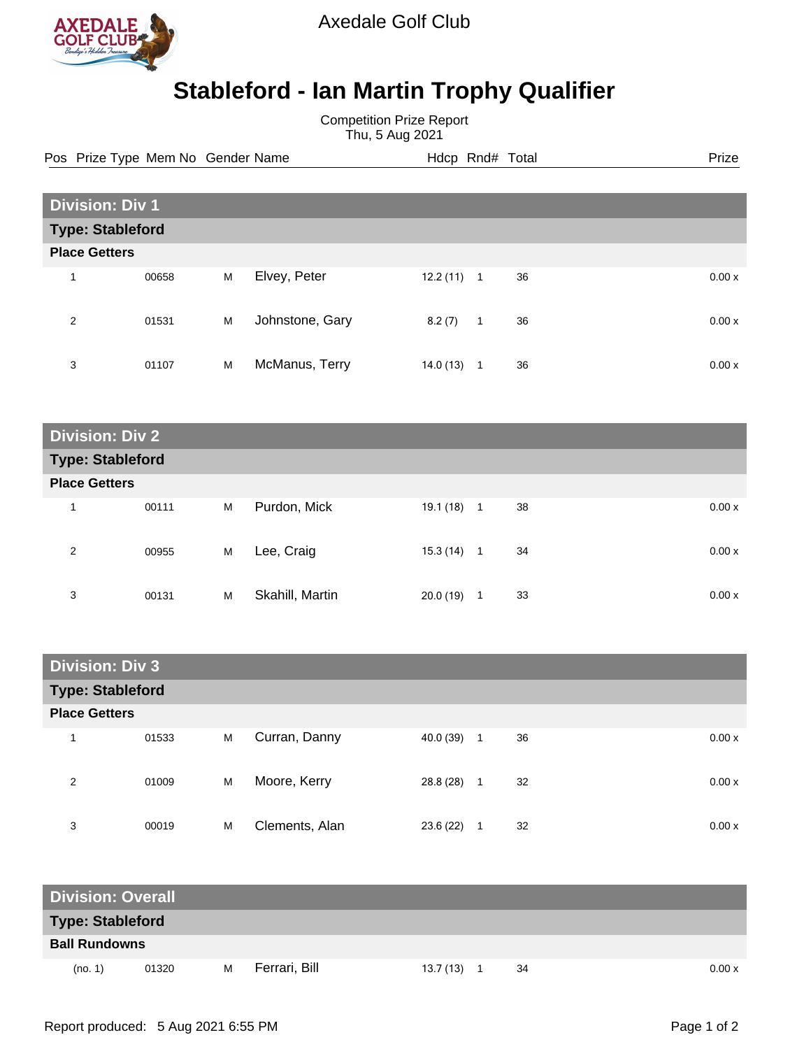Axedale Golf Club

# Stableford - Ian Martin Trophy Qualifier

Competition Prize Report
Thu, 5 Aug 2021

| Pos | Prize Type | Mem No | Gender | Name | Hdcp | Rnd# | Total | Prize |
|---|---|---|---|---|---|---|---|---|
| **Division: Div 1** | | | | | | | | |
| **Type: Stableford** | | | | | | | | |
| **Place Getters** | | | | | | | | |
| 1 | | 00658 | M | Elvey, Peter | 12.2 (11) | 1 | 36 | 0.00 x |
| 2 | | 01531 | M | Johnstone, Gary | 8.2 (7) | 1 | 36 | 0.00 x |
| 3 | | 01107 | M | McManus, Terry | 14.0 (13) | 1 | 36 | 0.00 x |
| **Division: Div 2** | | | | | | | | |
| **Type: Stableford** | | | | | | | | |
| **Place Getters** | | | | | | | | |
| 1 | | 00111 | M | Purdon, Mick | 19.1 (18) | 1 | 38 | 0.00 x |
| 2 | | 00955 | M | Lee, Craig | 15.3 (14) | 1 | 34 | 0.00 x |
| 3 | | 00131 | M | Skahill, Martin | 20.0 (19) | 1 | 33 | 0.00 x |
| **Division: Div 3** | | | | | | | | |
| **Type: Stableford** | | | | | | | | |
| **Place Getters** | | | | | | | | |
| 1 | | 01533 | M | Curran, Danny | 40.0 (39) | 1 | 36 | 0.00 x |
| 2 | | 01009 | M | Moore, Kerry | 28.8 (28) | 1 | 32 | 0.00 x |
| 3 | | 00019 | M | Clements, Alan | 23.6 (22) | 1 | 32 | 0.00 x |
| **Division: Overall** | | | | | | | | |
| **Type: Stableford** | | | | | | | | |
| **Ball Rundowns** | | | | | | | | |
| | (no. 1) | 01320 | M | Ferrari, Bill | 13.7 (13) | 1 | 34 | 0.00 x |

Report produced: 5 Aug 2021 6:55 PM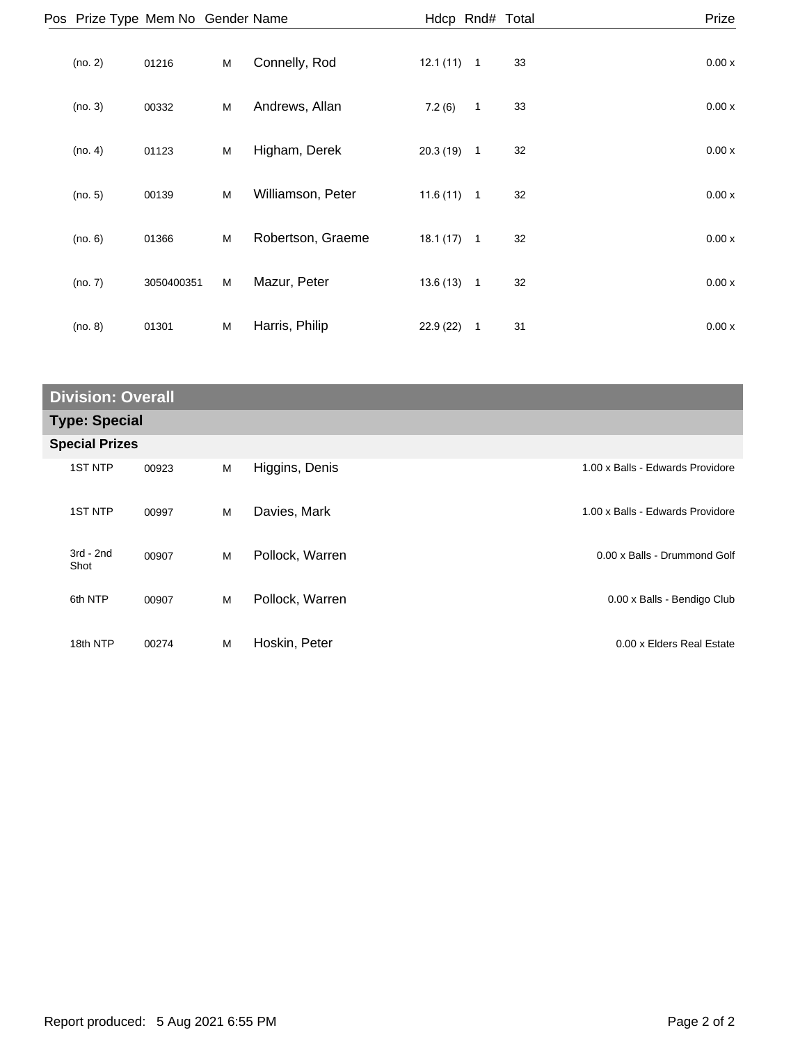| Pos | Prize Type | Mem No | Gender | Name | Hdcp | Rnd# | Total | Prize |
|---|---|---|---|---|---|---|---|---|
| | (no. 2) | 01216 | M | Connelly, Rod | 12.1 (11) | 1 | 33 | 0.00 x |
| | (no. 3) | 00332 | M | Andrews, Allan | 7.2 (6) | 1 | 33 | 0.00 x |
| | (no. 4) | 01123 | M | Higham, Derek | 20.3 (19) | 1 | 32 | 0.00 x |
| | (no. 5) | 00139 | M | Williamson, Peter | 11.6 (11) | 1 | 32 | 0.00 x |
| | (no. 6) | 01366 | M | Robertson, Graeme | 18.1 (17) | 1 | 32 | 0.00 x |
| | (no. 7) | 3050400351 | M | Mazur, Peter | 13.6 (13) | 1 | 32 | 0.00 x |
| | (no. 8) | 01301 | M | Harris, Philip | 22.9 (22) | 1 | 31 | 0.00 x |

## Division: Overall

### Type: Special

#### Special Prizes

| Prize Type | Mem No | Gender | Name | Prize |
|---|---|---|---|---|
| 1ST NTP | 00923 | M | Higgins, Denis | 1.00 x Balls - Edwards Providore |
| 1ST NTP | 00997 | M | Davies, Mark | 1.00 x Balls - Edwards Providore |
| 3rd - 2nd Shot | 00907 | M | Pollock, Warren | 0.00 x Balls - Drummond Golf |
| 6th NTP | 00907 | M | Pollock, Warren | 0.00 x Balls - Bendigo Club |
| 18th NTP | 00274 | M | Hoskin, Peter | 0.00 x Elders Real Estate |

Report produced: 5 Aug 2021 6:55 PM